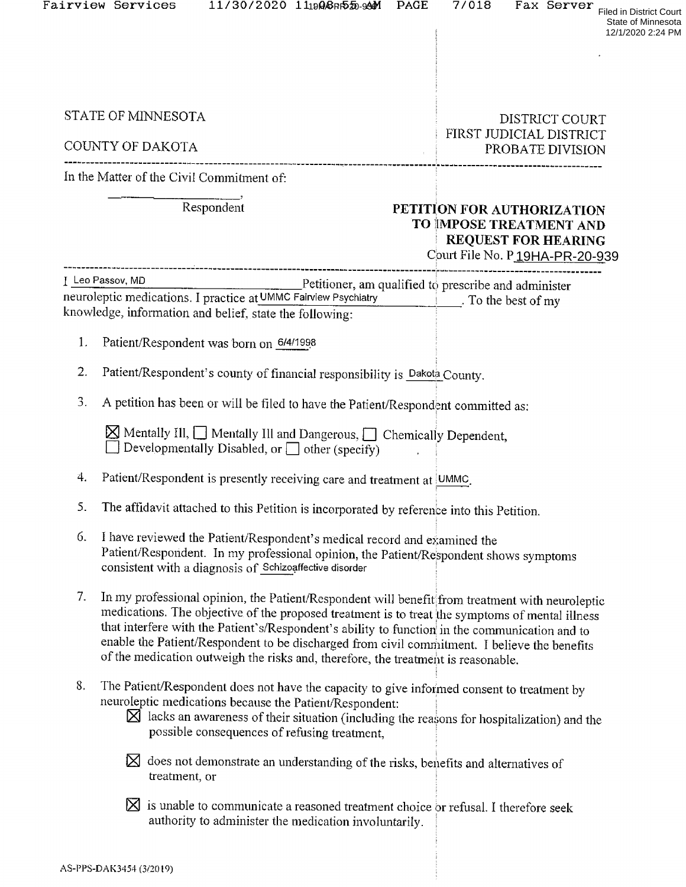Filed in District Court
State of Minnesota
12/1/2020 2:24 PM

STATE OF MINNESOTA

COUNTY OF DAKOTA

DISTRICT COURT
FIRST JUDICIAL DISTRICT
PROBATE DIVISION

In the Matter of the Civil Commitment of:

_______________,
Respondent

**PETITION FOR AUTHORIZATION TO IMPOSE TREATMENT AND REQUEST FOR HEARING**

Court File No. P 19HA-PR-20-939

I Leo Passov, MD Petitioner, am qualified to prescribe and administer neuroleptic medications. I practice at UMMC Fairview Psychiatry. To the best of my knowledge, information and belief, state the following:

1. Patient/Respondent was born on 6/4/1998
2. Patient/Respondent's county of financial responsibility is Dakota County.
3. A petition has been or will be filed to have the Patient/Respondent committed as:

   ☒ Mentally Ill, ☐ Mentally Ill and Dangerous, ☐ Chemically Dependent, ☐ Developmentally Disabled, or ☐ other (specify) .

4. Patient/Respondent is presently receiving care and treatment at UMMC.
5. The affidavit attached to this Petition is incorporated by reference into this Petition.
6. I have reviewed the Patient/Respondent's medical record and examined the Patient/Respondent. In my professional opinion, the Patient/Respondent shows symptoms consistent with a diagnosis of Schizoaffective disorder
7. In my professional opinion, the Patient/Respondent will benefit from treatment with neuroleptic medications. The objective of the proposed treatment is to treat the symptoms of mental illness that interfere with the Patient's/Respondent's ability to function in the communication and to enable the Patient/Respondent to be discharged from civil commitment. I believe the benefits of the medication outweigh the risks and, therefore, the treatment is reasonable.
8. The Patient/Respondent does not have the capacity to give informed consent to treatment by neuroleptic medications because the Patient/Respondent:

   ☒ lacks an awareness of their situation (including the reasons for hospitalization) and the possible consequences of refusing treatment,

   ☒ does not demonstrate an understanding of the risks, benefits and alternatives of treatment, or

   ☒ is unable to communicate a reasoned treatment choice or refusal. I therefore seek authority to administer the medication involuntarily.

AS-PPS-DAK3454 (3/2019)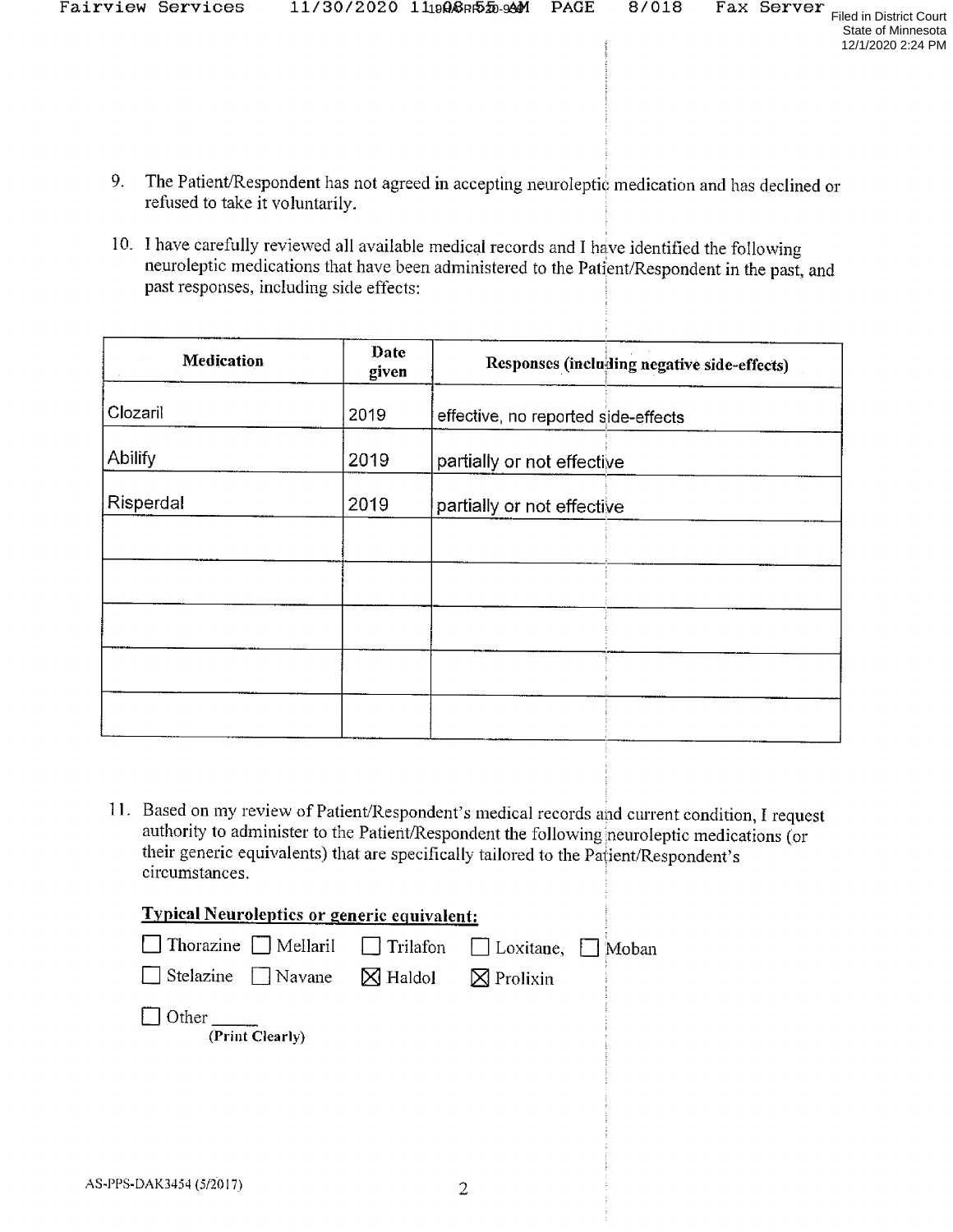9. The Patient/Respondent has not agreed in accepting neuroleptic medication and has declined or refused to take it voluntarily.

10. I have carefully reviewed all available medical records and I have identified the following neuroleptic medications that have been administered to the Patient/Respondent in the past, and past responses, including side effects:

| Medication | Date given | Responses (including negative side-effects) |
|---|---|---|
| Clozaril | 2019 | effective, no reported side-effects |
| Abilify | 2019 | partially or not effective |
| Risperdal | 2019 | partially or not effective |
| | | |
| | | |
| | | |
| | | |
| | | |

11. Based on my review of Patient/Respondent's medical records and current condition, I request authority to administer to the Patient/Respondent the following neuroleptic medications (or their generic equivalents) that are specifically tailored to the Patient/Respondent's circumstances.

**Typical Neuroleptics or generic equivalent:**

☐ Thorazine ☐ Mellaril ☐ Trilafon ☐ Loxitane, ☐ Moban

☐ Stelazine ☐ Navane ☒ Haldol ☒ Prolixin

☐ Other ______
**(Print Clearly)**

AS-PPS-DAK3454 (5/2017)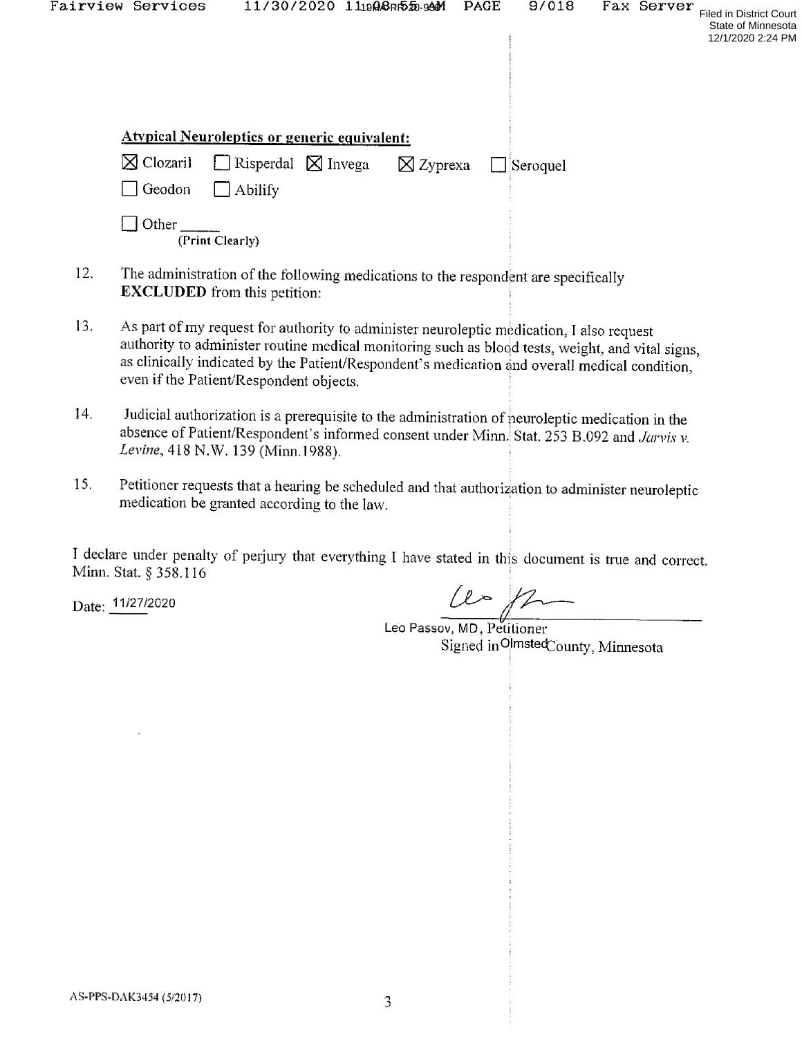**Atypical Neuroleptics or generic equivalent:**

☒ Clozaril ☐ Risperdal ☒ Invega ☒ Zyprexa ☐ Seroquel

☐ Geodon ☐ Abilify

☐ Other \_\_\_\_\_
(Print Clearly)

12. The administration of the following medications to the respondent are specifically **EXCLUDED** from this petition:

13. As part of my request for authority to administer neuroleptic medication, I also request authority to administer routine medical monitoring such as blood tests, weight, and vital signs, as clinically indicated by the Patient/Respondent's medication and overall medical condition, even if the Patient/Respondent objects.

14. Judicial authorization is a prerequisite to the administration of neuroleptic medication in the absence of Patient/Respondent's informed consent under Minn. Stat. 253 B.092 and *Jarvis v. Levine*, 418 N.W. 139 (Minn.1988).

15. Petitioner requests that a hearing be scheduled and that authorization to administer neuroleptic medication be granted according to the law.

I declare under penalty of perjury that everything I have stated in this document is true and correct. Minn. Stat. § 358.116

Date: 11/27/2020

Leo Passov, MD, Petitioner
Signed in Olmsted County, Minnesota

AS-PPS-DAK3454 (5/2017)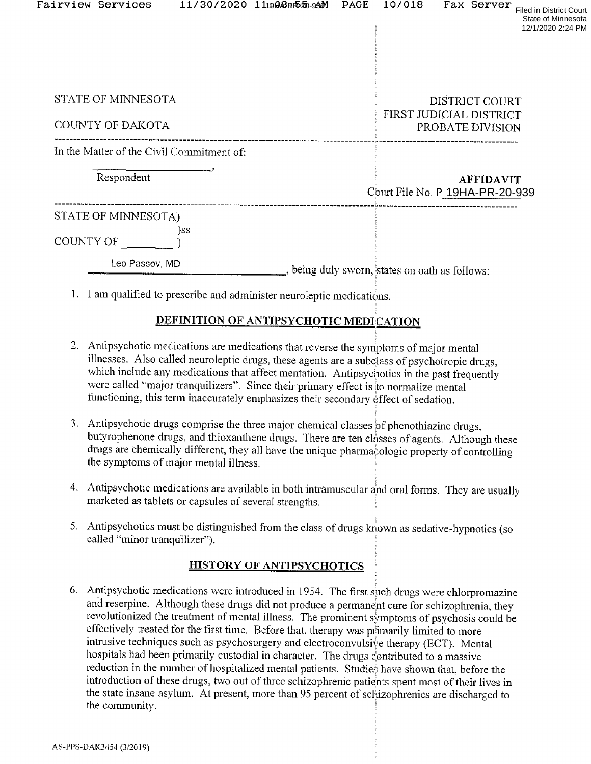STATE OF MINNESOTA

COUNTY OF DAKOTA

DISTRICT COURT
FIRST JUDICIAL DISTRICT
PROBATE DIVISION

In the Matter of the Civil Commitment of:

_______________,
Respondent

**AFFIDAVIT**
Court File No. P 19HA-PR-20-939

STATE OF MINNESOTA)
)ss
COUNTY OF _______ )

Leo Passov, MD, being duly sworn, states on oath as follows:

1. I am qualified to prescribe and administer neuroleptic medications.

## DEFINITION OF ANTIPSYCHOTIC MEDICATION

2. Antipsychotic medications are medications that reverse the symptoms of major mental illnesses. Also called neuroleptic drugs, these agents are a subclass of psychotropic drugs, which include any medications that affect mentation. Antipsychotics in the past frequently were called "major tranquilizers". Since their primary effect is to normalize mental functioning, this term inaccurately emphasizes their secondary effect of sedation.

3. Antipsychotic drugs comprise the three major chemical classes of phenothiazine drugs, butyrophenone drugs, and thioxanthene drugs. There are ten classes of agents. Although these drugs are chemically different, they all have the unique pharmacologic property of controlling the symptoms of major mental illness.

4. Antipsychotic medications are available in both intramuscular and oral forms. They are usually marketed as tablets or capsules of several strengths.

5. Antipsychotics must be distinguished from the class of drugs known as sedative-hypnotics (so called "minor tranquilizer").

## HISTORY OF ANTIPSYCHOTICS

6. Antipsychotic medications were introduced in 1954. The first such drugs were chlorpromazine and reserpine. Although these drugs did not produce a permanent cure for schizophrenia, they revolutionized the treatment of mental illness. The prominent symptoms of psychosis could be effectively treated for the first time. Before that, therapy was primarily limited to more intrusive techniques such as psychosurgery and electroconvulsive therapy (ECT). Mental hospitals had been primarily custodial in character. The drugs contributed to a massive reduction in the number of hospitalized mental patients. Studies have shown that, before the introduction of these drugs, two out of three schizophrenic patients spent most of their lives in the state insane asylum. At present, more than 95 percent of schizophrenics are discharged to the community.

AS-PPS-DAK3454 (3/2019)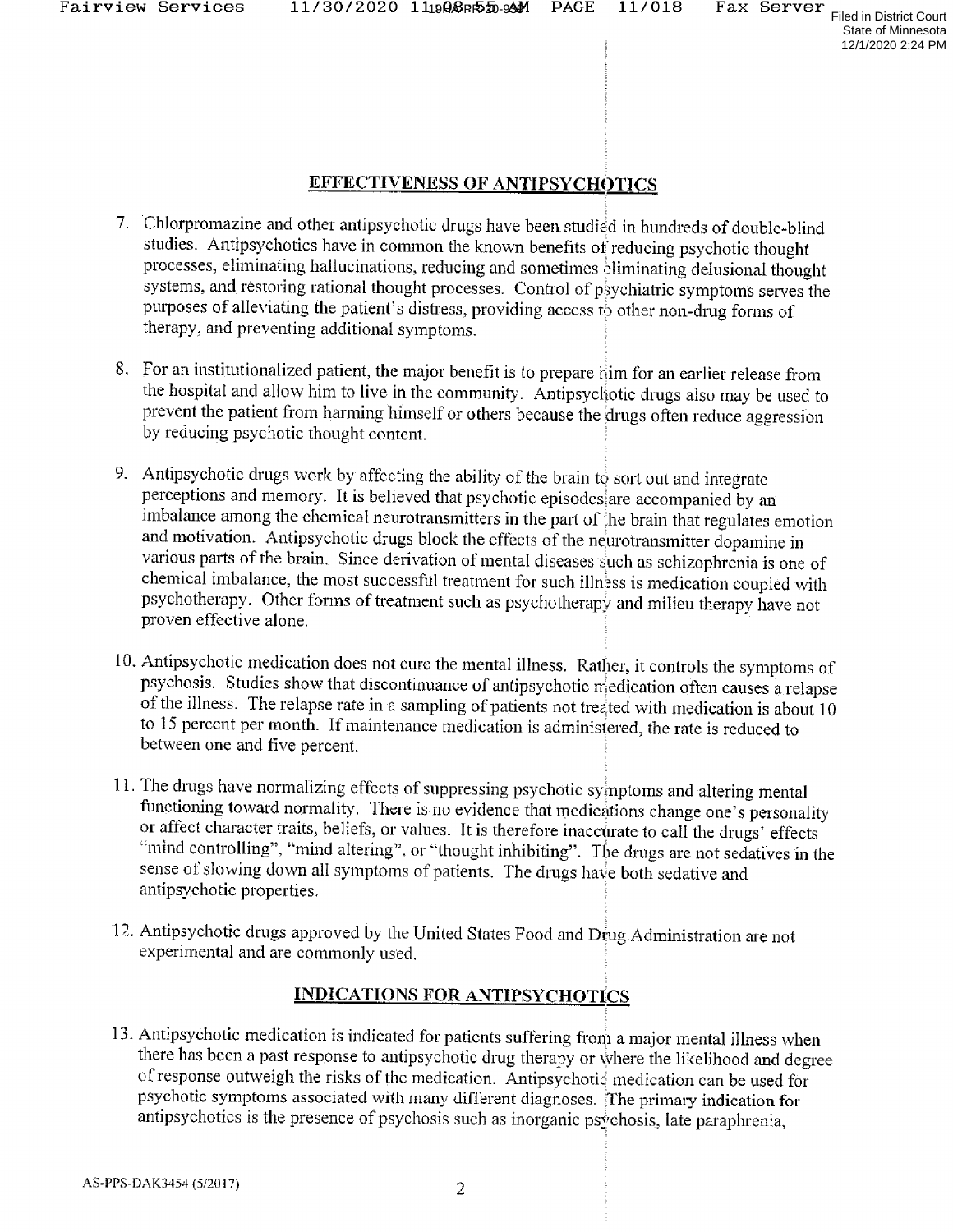## EFFECTIVENESS OF ANTIPSYCHOTICS

7. Chlorpromazine and other antipsychotic drugs have been studied in hundreds of double-blind studies. Antipsychotics have in common the known benefits of reducing psychotic thought processes, eliminating hallucinations, reducing and sometimes eliminating delusional thought systems, and restoring rational thought processes. Control of psychiatric symptoms serves the purposes of alleviating the patient's distress, providing access to other non-drug forms of therapy, and preventing additional symptoms.

8. For an institutionalized patient, the major benefit is to prepare him for an earlier release from the hospital and allow him to live in the community. Antipsychotic drugs also may be used to prevent the patient from harming himself or others because the drugs often reduce aggression by reducing psychotic thought content.

9. Antipsychotic drugs work by affecting the ability of the brain to sort out and integrate perceptions and memory. It is believed that psychotic episodes are accompanied by an imbalance among the chemical neurotransmitters in the part of the brain that regulates emotion and motivation. Antipsychotic drugs block the effects of the neurotransmitter dopamine in various parts of the brain. Since derivation of mental diseases such as schizophrenia is one of chemical imbalance, the most successful treatment for such illness is medication coupled with psychotherapy. Other forms of treatment such as psychotherapy and milieu therapy have not proven effective alone.

10. Antipsychotic medication does not cure the mental illness. Rather, it controls the symptoms of psychosis. Studies show that discontinuance of antipsychotic medication often causes a relapse of the illness. The relapse rate in a sampling of patients not treated with medication is about 10 to 15 percent per month. If maintenance medication is administered, the rate is reduced to between one and five percent.

11. The drugs have normalizing effects of suppressing psychotic symptoms and altering mental functioning toward normality. There is no evidence that medications change one's personality or affect character traits, beliefs, or values. It is therefore inaccurate to call the drugs' effects "mind controlling", "mind altering", or "thought inhibiting". The drugs are not sedatives in the sense of slowing down all symptoms of patients. The drugs have both sedative and antipsychotic properties.

12. Antipsychotic drugs approved by the United States Food and Drug Administration are not experimental and are commonly used.

## INDICATIONS FOR ANTIPSYCHOTICS

13. Antipsychotic medication is indicated for patients suffering from a major mental illness when there has been a past response to antipsychotic drug therapy or where the likelihood and degree of response outweigh the risks of the medication. Antipsychotic medication can be used for psychotic symptoms associated with many different diagnoses. The primary indication for antipsychotics is the presence of psychosis such as inorganic psychosis, late paraphrenia,

AS-PPS-DAK3454 (5/2017)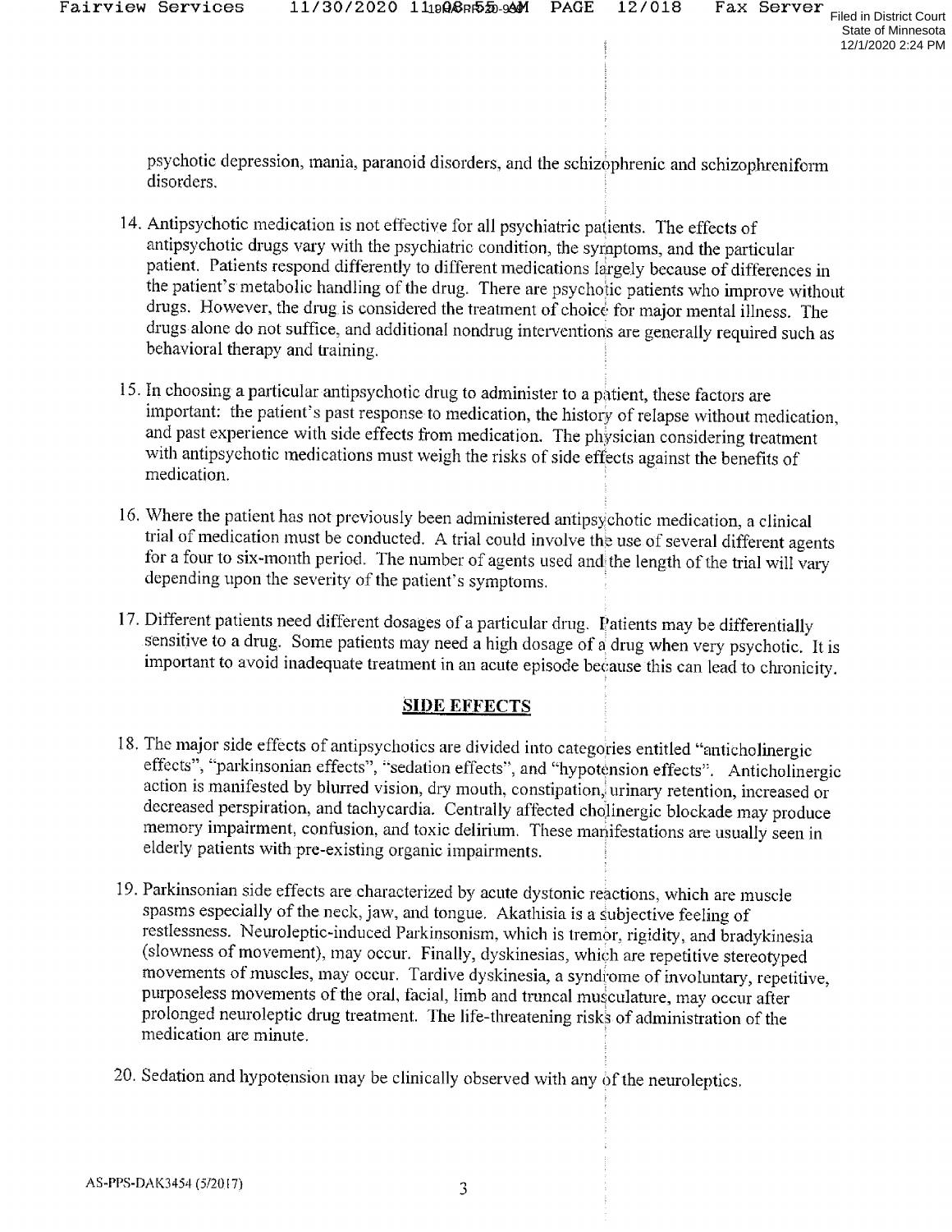psychotic depression, mania, paranoid disorders, and the schizophrenic and schizophreniform disorders.

14. Antipsychotic medication is not effective for all psychiatric patients. The effects of antipsychotic drugs vary with the psychiatric condition, the symptoms, and the particular patient. Patients respond differently to different medications largely because of differences in the patient's metabolic handling of the drug. There are psychotic patients who improve without drugs. However, the drug is considered the treatment of choice for major mental illness. The drugs alone do not suffice, and additional nondrug interventions are generally required such as behavioral therapy and training.

15. In choosing a particular antipsychotic drug to administer to a patient, these factors are important: the patient's past response to medication, the history of relapse without medication, and past experience with side effects from medication. The physician considering treatment with antipsychotic medications must weigh the risks of side effects against the benefits of medication.

16. Where the patient has not previously been administered antipsychotic medication, a clinical trial of medication must be conducted. A trial could involve the use of several different agents for a four to six-month period. The number of agents used and the length of the trial will vary depending upon the severity of the patient's symptoms.

17. Different patients need different dosages of a particular drug. Patients may be differentially sensitive to a drug. Some patients may need a high dosage of a drug when very psychotic. It is important to avoid inadequate treatment in an acute episode because this can lead to chronicity.

## SIDE EFFECTS

18. The major side effects of antipsychotics are divided into categories entitled "anticholinergic effects", "parkinsonian effects", "sedation effects", and "hypotension effects". Anticholinergic action is manifested by blurred vision, dry mouth, constipation, urinary retention, increased or decreased perspiration, and tachycardia. Centrally affected cholinergic blockade may produce memory impairment, confusion, and toxic delirium. These manifestations are usually seen in elderly patients with pre-existing organic impairments.

19. Parkinsonian side effects are characterized by acute dystonic reactions, which are muscle spasms especially of the neck, jaw, and tongue. Akathisia is a subjective feeling of restlessness. Neuroleptic-induced Parkinsonism, which is tremor, rigidity, and bradykinesia (slowness of movement), may occur. Finally, dyskinesias, which are repetitive stereotyped movements of muscles, may occur. Tardive dyskinesia, a syndrome of involuntary, repetitive, purposeless movements of the oral, facial, limb and truncal musculature, may occur after prolonged neuroleptic drug treatment. The life-threatening risks of administration of the medication are minute.

20. Sedation and hypotension may be clinically observed with any of the neuroleptics.

AS-PPS-DAK3454 (5/2017)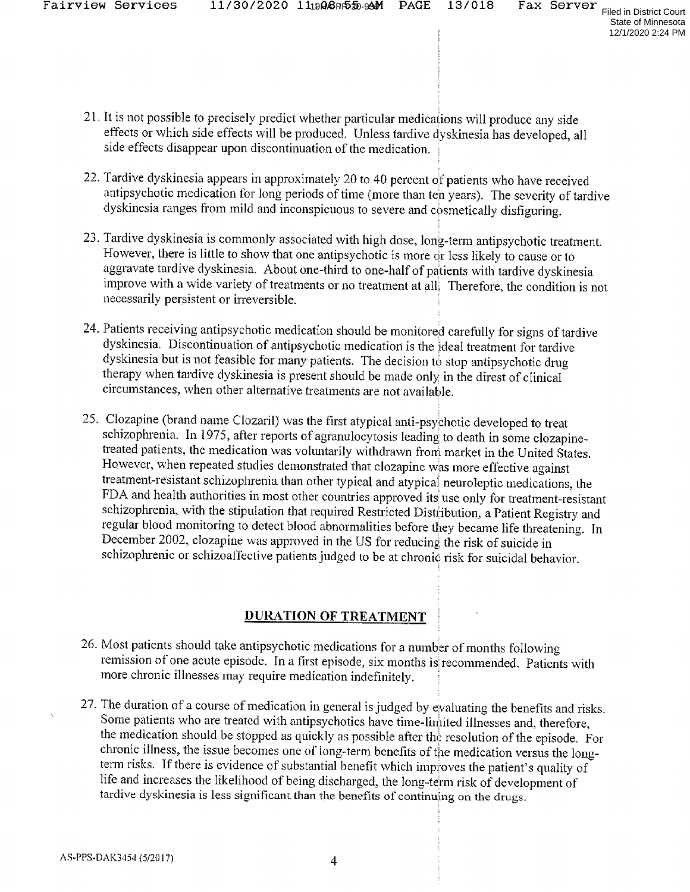21. It is not possible to precisely predict whether particular medications will produce any side effects or which side effects will be produced. Unless tardive dyskinesia has developed, all side effects disappear upon discontinuation of the medication.

22. Tardive dyskinesia appears in approximately 20 to 40 percent of patients who have received antipsychotic medication for long periods of time (more than ten years). The severity of tardive dyskinesia ranges from mild and inconspicuous to severe and cosmetically disfiguring.

23. Tardive dyskinesia is commonly associated with high dose, long-term antipsychotic treatment. However, there is little to show that one antipsychotic is more or less likely to cause or to aggravate tardive dyskinesia. About one-third to one-half of patients with tardive dyskinesia improve with a wide variety of treatments or no treatment at all. Therefore, the condition is not necessarily persistent or irreversible.

24. Patients receiving antipsychotic medication should be monitored carefully for signs of tardive dyskinesia. Discontinuation of antipsychotic medication is the ideal treatment for tardive dyskinesia but is not feasible for many patients. The decision to stop antipsychotic drug therapy when tardive dyskinesia is present should be made only in the direst of clinical circumstances, when other alternative treatments are not available.

25. Clozapine (brand name Clozaril) was the first atypical anti-psychotic developed to treat schizophrenia. In 1975, after reports of agranulocytosis leading to death in some clozapine-treated patients, the medication was voluntarily withdrawn from market in the United States. However, when repeated studies demonstrated that clozapine was more effective against treatment-resistant schizophrenia than other typical and atypical neuroleptic medications, the FDA and health authorities in most other countries approved its use only for treatment-resistant schizophrenia, with the stipulation that required Restricted Distribution, a Patient Registry and regular blood monitoring to detect blood abnormalities before they became life threatening. In December 2002, clozapine was approved in the US for reducing the risk of suicide in schizophrenic or schizoaffective patients judged to be at chronic risk for suicidal behavior.

## DURATION OF TREATMENT

26. Most patients should take antipsychotic medications for a number of months following remission of one acute episode. In a first episode, six months is recommended. Patients with more chronic illnesses may require medication indefinitely.

27. The duration of a course of medication in general is judged by evaluating the benefits and risks. Some patients who are treated with antipsychotics have time-limited illnesses and, therefore, the medication should be stopped as quickly as possible after the resolution of the episode. For chronic illness, the issue becomes one of long-term benefits of the medication versus the long-term risks. If there is evidence of substantial benefit which improves the patient's quality of life and increases the likelihood of being discharged, the long-term risk of development of tardive dyskinesia is less significant than the benefits of continuing on the drugs.

AS-PPS-DAK3454 (5/2017)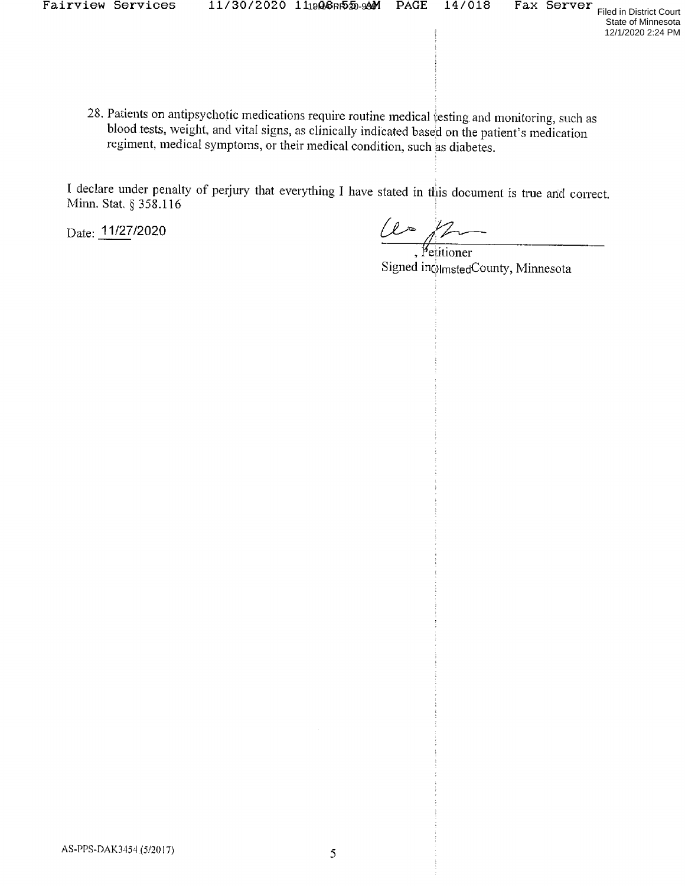28. Patients on antipsychotic medications require routine medical testing and monitoring, such as blood tests, weight, and vital signs, as clinically indicated based on the patient's medication regiment, medical symptoms, or their medical condition, such as diabetes.

I declare under penalty of perjury that everything I have stated in this document is true and correct. Minn. Stat. § 358.116

Date: 11/27/2020

, Petitioner
Signed in Olmsted County, Minnesota

AS-PPS-DAK3454 (5/2017)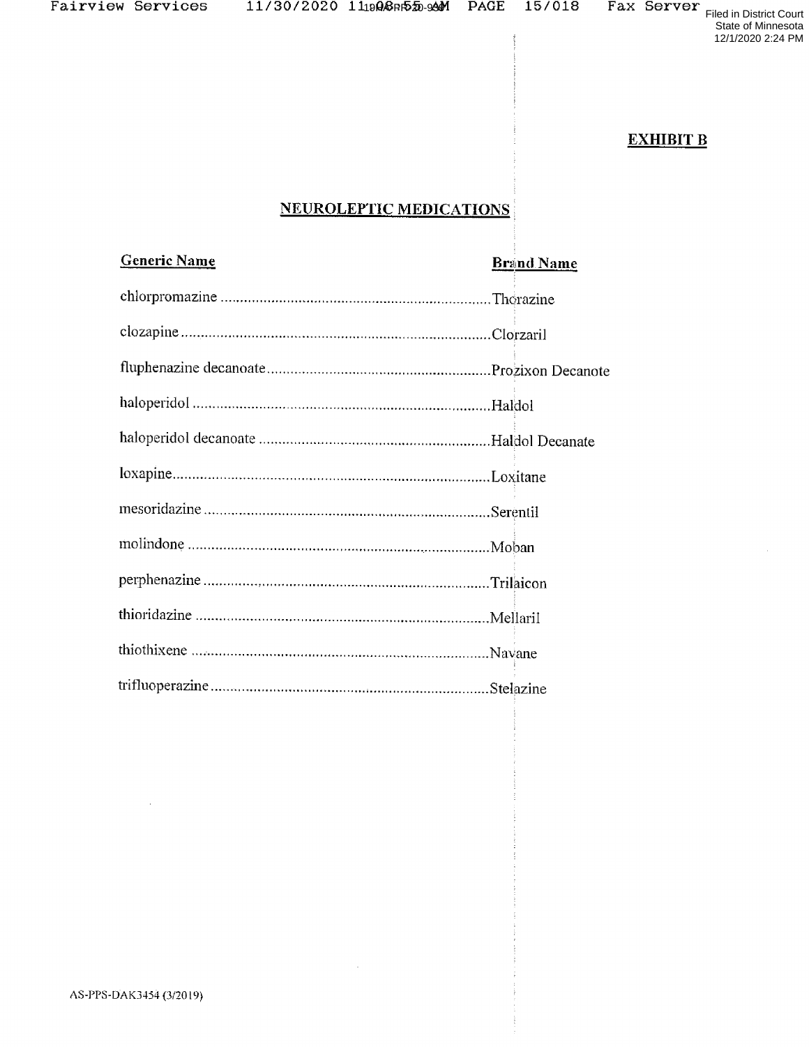**EXHIBIT B**

## NEUROLEPTIC MEDICATIONS

| Generic Name | Brand Name |
|---|---|
| chlorpromazine | Thorazine |
| clozapine | Clorzaril |
| fluphenazine decanoate | Prozixon Decanote |
| haloperidol | Haldol |
| haloperidol decanoate | Haldol Decanate |
| loxapine | Loxitane |
| mesoridazine | Serentil |
| molindone | Moban |
| perphenazine | Trilaicon |
| thioridazine | Mellaril |
| thiothixene | Navane |
| trifluoperazine | Stelazine |

AS-PPS-DAK3454 (3/2019)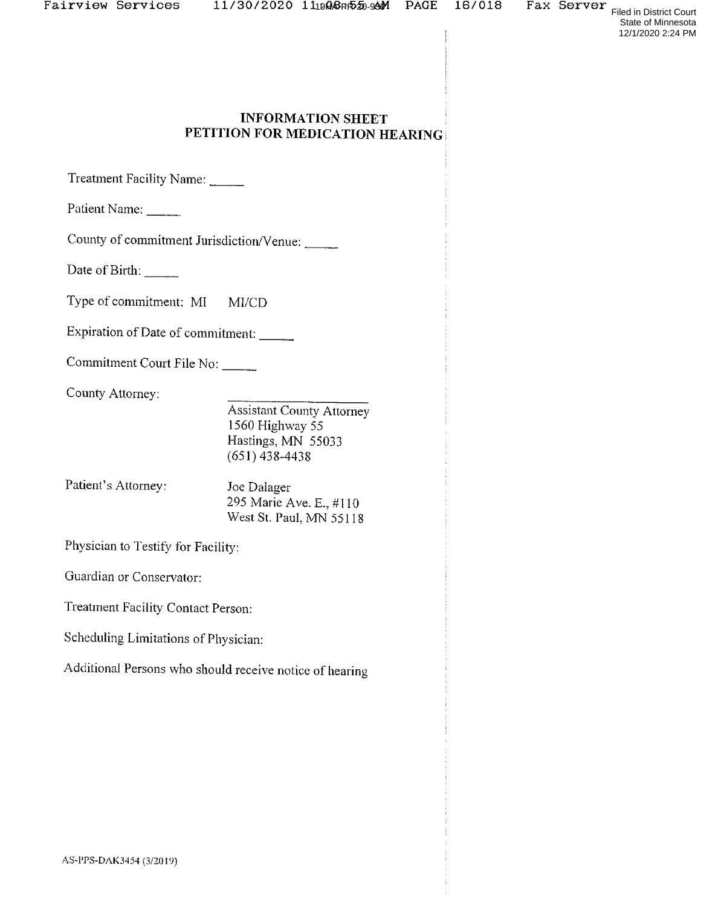# INFORMATION SHEET
# PETITION FOR MEDICATION HEARING

Treatment Facility Name: _____

Patient Name: _____

County of commitment Jurisdiction/Venue: _____

Date of Birth: _____

Type of commitment: MI    MI/CD

Expiration of Date of commitment: _____

Commitment Court File No: _____

County Attorney:

_____________________
Assistant County Attorney
1560 Highway 55
Hastings, MN 55033
(651) 438-4438

Patient's Attorney:

Joe Dalager
295 Marie Ave. E., #110
West St. Paul, MN 55118

Physician to Testify for Facility:

Guardian or Conservator:

Treatment Facility Contact Person:

Scheduling Limitations of Physician:

Additional Persons who should receive notice of hearing

AS-PPS-DAK3454 (3/2019)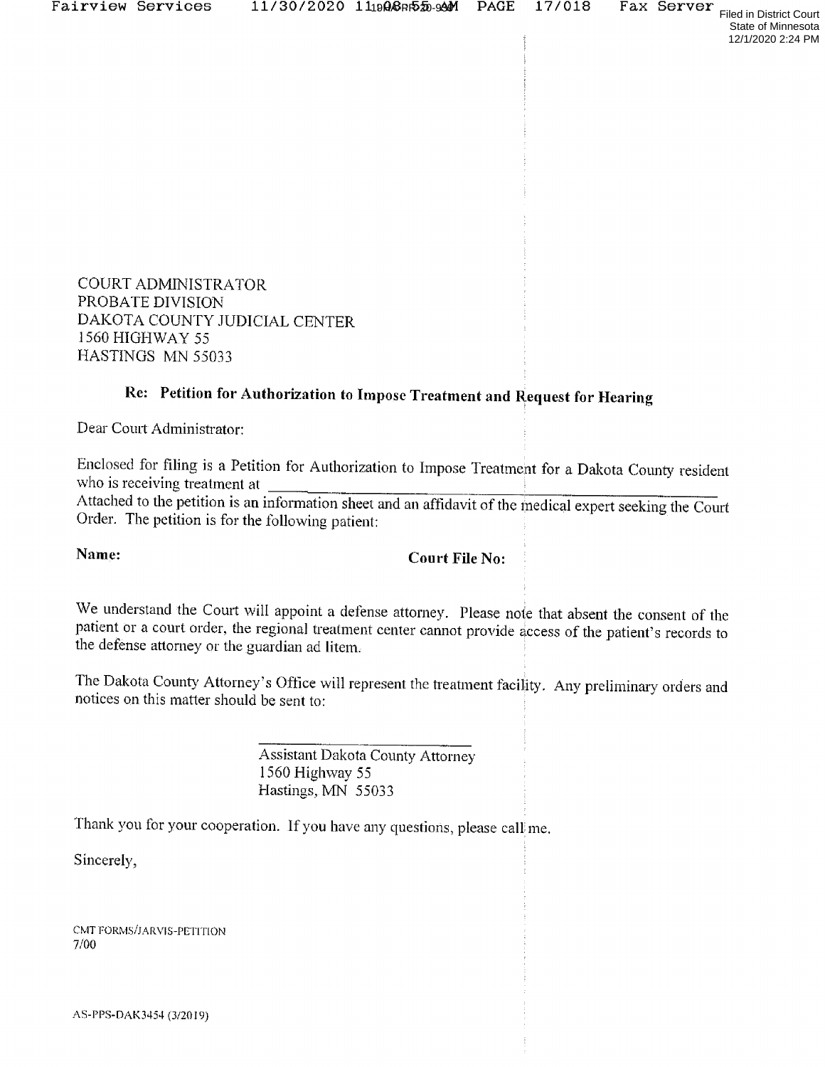COURT ADMINISTRATOR
PROBATE DIVISION
DAKOTA COUNTY JUDICIAL CENTER
1560 HIGHWAY 55
HASTINGS MN 55033

**Re: Petition for Authorization to Impose Treatment and Request for Hearing**

Dear Court Administrator:

Enclosed for filing is a Petition for Authorization to Impose Treatment for a Dakota County resident who is receiving treatment at \_\_\_\_\_\_\_\_\_\_\_\_\_\_\_\_\_\_\_\_\_\_\_\_\_\_\_\_\_\_\_\_\_\_\_\_\_\_\_\_
Attached to the petition is an information sheet and an affidavit of the medical expert seeking the Court Order. The petition is for the following patient:

**Name:** **Court File No:**

We understand the Court will appoint a defense attorney. Please note that absent the consent of the patient or a court order, the regional treatment center cannot provide access of the patient's records to the defense attorney or the guardian ad litem.

The Dakota County Attorney's Office will represent the treatment facility. Any preliminary orders and notices on this matter should be sent to:

\_\_\_\_\_\_\_\_\_\_\_\_\_\_\_\_\_\_\_\_\_\_\_\_\_\_\_\_
Assistant Dakota County Attorney
1560 Highway 55
Hastings, MN 55033

Thank you for your cooperation. If you have any questions, please call me.

Sincerely,

CMT FORMS/JARVIS-PETITION
7/00

AS-PPS-DAK3454 (3/2019)